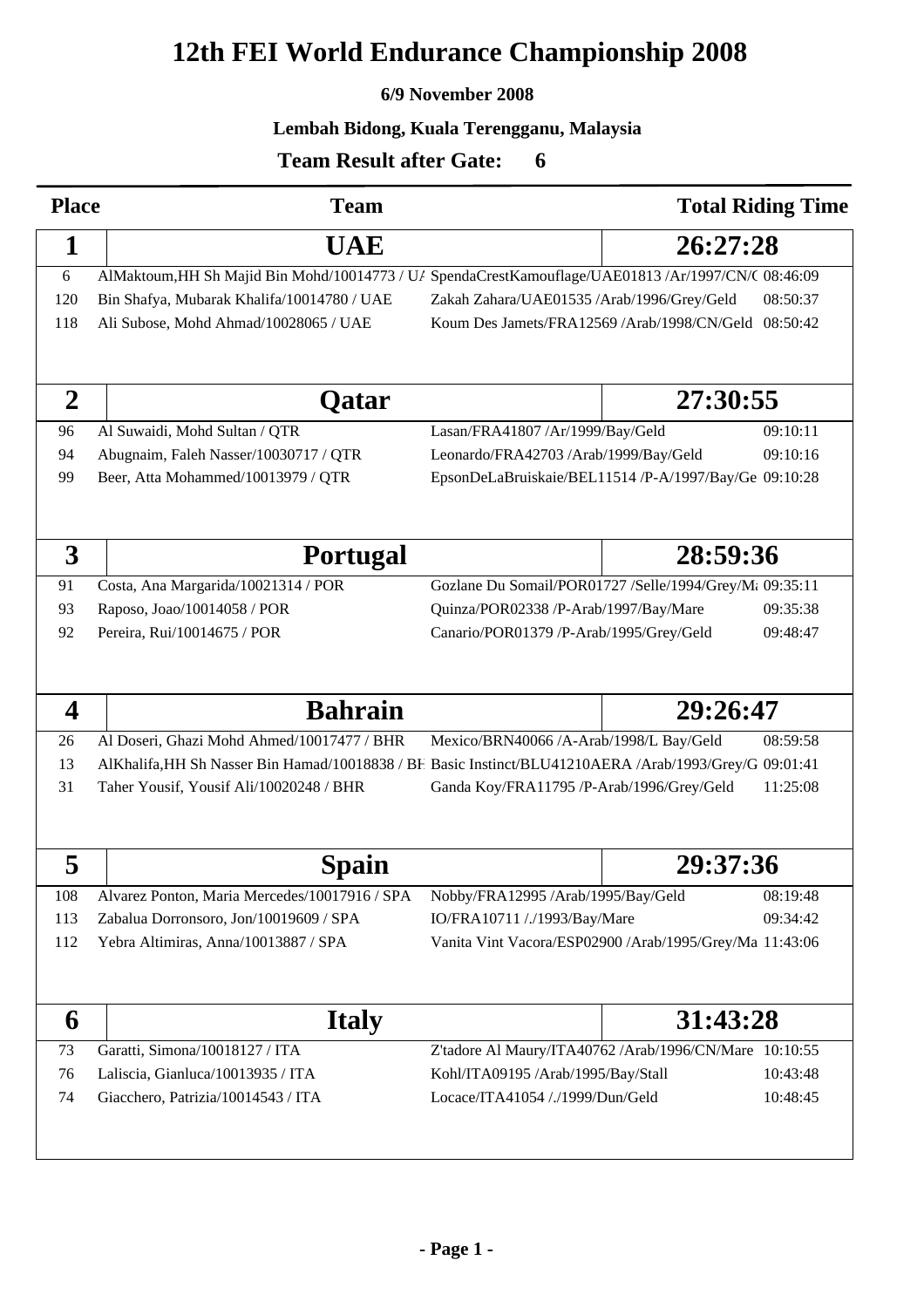# 12th FEI World Endurance Championship 2008

**6/9 November 2008**

**Lembah Bidong, Kuala Terengganu, Malaysia**

**Team Result after Gate: 6**

| Place | Team | | Total Riding Time |
|---|---|---|---|
| **1** | **UAE** | | **26:27:28** |
| 6 | AlMaktoum,HH Sh Majid Bin Mohd/10014773 / UA | SpendaCrestKamouflage/UAE01813 /Ar/1997/CN/( | 08:46:09 |
| 120 | Bin Shafya, Mubarak Khalifa/10014780 / UAE | Zakah Zahara/UAE01535 /Arab/1996/Grey/Geld | 08:50:37 |
| 118 | Ali Subose, Mohd Ahmad/10028065 / UAE | Koum Des Jamets/FRA12569 /Arab/1998/CN/Geld | 08:50:42 |
| **2** | **Qatar** | | **27:30:55** |
| 96 | Al Suwaidi, Mohd Sultan / QTR | Lasan/FRA41807 /Ar/1999/Bay/Geld | 09:10:11 |
| 94 | Abugnaim, Faleh Nasser/10030717 / QTR | Leonardo/FRA42703 /Arab/1999/Bay/Geld | 09:10:16 |
| 99 | Beer, Atta Mohammed/10013979 / QTR | EpsonDeLaBruiskaie/BEL11514 /P-A/1997/Bay/Ge | 09:10:28 |
| **3** | **Portugal** | | **28:59:36** |
| 91 | Costa, Ana Margarida/10021314 / POR | Gozlane Du Somail/POR01727 /Selle/1994/Grey/Ma | 09:35:11 |
| 93 | Raposo, Joao/10014058 / POR | Quinza/POR02338 /P-Arab/1997/Bay/Mare | 09:35:38 |
| 92 | Pereira, Rui/10014675 / POR | Canario/POR01379 /P-Arab/1995/Grey/Geld | 09:48:47 |
| **4** | **Bahrain** | | **29:26:47** |
| 26 | Al Doseri, Ghazi Mohd Ahmed/10017477 / BHR | Mexico/BRN40066 /A-Arab/1998/L Bay/Geld | 08:59:58 |
| 13 | AlKhalifa,HH Sh Nasser Bin Hamad/10018838 / BH | Basic Instinct/BLU41210AERA /Arab/1993/Grey/G | 09:01:41 |
| 31 | Taher Yousif, Yousif Ali/10020248 / BHR | Ganda Koy/FRA11795 /P-Arab/1996/Grey/Geld | 11:25:08 |
| **5** | **Spain** | | **29:37:36** |
| 108 | Alvarez Ponton, Maria Mercedes/10017916 / SPA | Nobby/FRA12995 /Arab/1995/Bay/Geld | 08:19:48 |
| 113 | Zabalua Dorronsoro, Jon/10019609 / SPA | IO/FRA10711 /./1993/Bay/Mare | 09:34:42 |
| 112 | Yebra Altimiras, Anna/10013887 / SPA | Vanita Vint Vacora/ESP02900 /Arab/1995/Grey/Ma | 11:43:06 |
| **6** | **Italy** | | **31:43:28** |
| 73 | Garatti, Simona/10018127 / ITA | Z'tadore Al Maury/ITA40762 /Arab/1996/CN/Mare | 10:10:55 |
| 76 | Laliscia, Gianluca/10013935 / ITA | Kohl/ITA09195 /Arab/1995/Bay/Stall | 10:43:48 |
| 74 | Giacchero, Patrizia/10014543 / ITA | Locace/ITA41054 /./1999/Dun/Geld | 10:48:45 |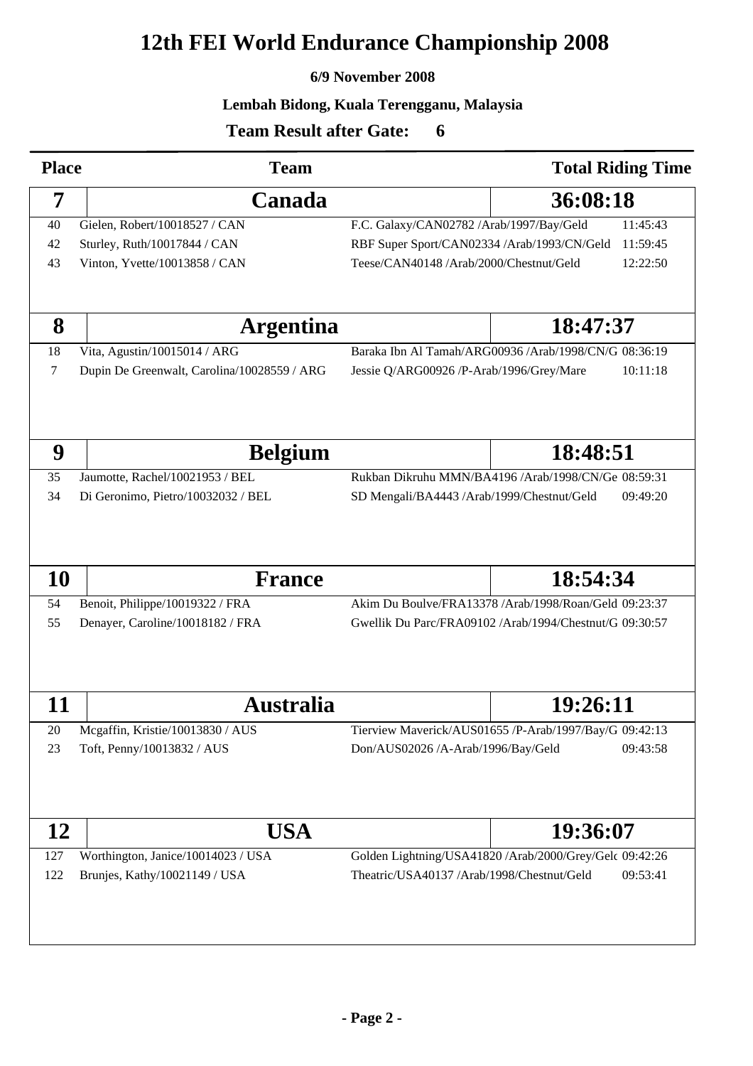# 12th FEI World Endurance Championship 2008

**6/9 November 2008**

**Lembah Bidong, Kuala Terengganu, Malaysia**

**Team Result after Gate: 6**

| Place | Team | | Total Riding Time |
|---|---|---|---|
| **7** | **Canada** | | **36:08:18** |
| 40 | Gielen, Robert/10018527 / CAN | F.C. Galaxy/CAN02782 /Arab/1997/Bay/Geld | 11:45:43 |
| 42 | Sturley, Ruth/10017844 / CAN | RBF Super Sport/CAN02334 /Arab/1993/CN/Geld | 11:59:45 |
| 43 | Vinton, Yvette/10013858 / CAN | Teese/CAN40148 /Arab/2000/Chestnut/Geld | 12:22:50 |
| **8** | **Argentina** | | **18:47:37** |
| 18 | Vita, Agustin/10015014 / ARG | Baraka Ibn Al Tamah/ARG00936 /Arab/1998/CN/G | 08:36:19 |
| 7 | Dupin De Greenwalt, Carolina/10028559 / ARG | Jessie Q/ARG00926 /P-Arab/1996/Grey/Mare | 10:11:18 |
| **9** | **Belgium** | | **18:48:51** |
| 35 | Jaumotte, Rachel/10021953 / BEL | Rukban Dikruhu MMN/BA4196 /Arab/1998/CN/Ge | 08:59:31 |
| 34 | Di Geronimo, Pietro/10032032 / BEL | SD Mengali/BA4443 /Arab/1999/Chestnut/Geld | 09:49:20 |
| **10** | **France** | | **18:54:34** |
| 54 | Benoit, Philippe/10019322 / FRA | Akim Du Boulve/FRA13378 /Arab/1998/Roan/Geld | 09:23:37 |
| 55 | Denayer, Caroline/10018182 / FRA | Gwellik Du Parc/FRA09102 /Arab/1994/Chestnut/G | 09:30:57 |
| **11** | **Australia** | | **19:26:11** |
| 20 | Mcgaffin, Kristie/10013830 / AUS | Tierview Maverick/AUS01655 /P-Arab/1997/Bay/G | 09:42:13 |
| 23 | Toft, Penny/10013832 / AUS | Don/AUS02026 /A-Arab/1996/Bay/Geld | 09:43:58 |
| **12** | **USA** | | **19:36:07** |
| 127 | Worthington, Janice/10014023 / USA | Golden Lightning/USA41820 /Arab/2000/Grey/Gelc | 09:42:26 |
| 122 | Brunjes, Kathy/10021149 / USA | Theatric/USA40137 /Arab/1998/Chestnut/Geld | 09:53:41 |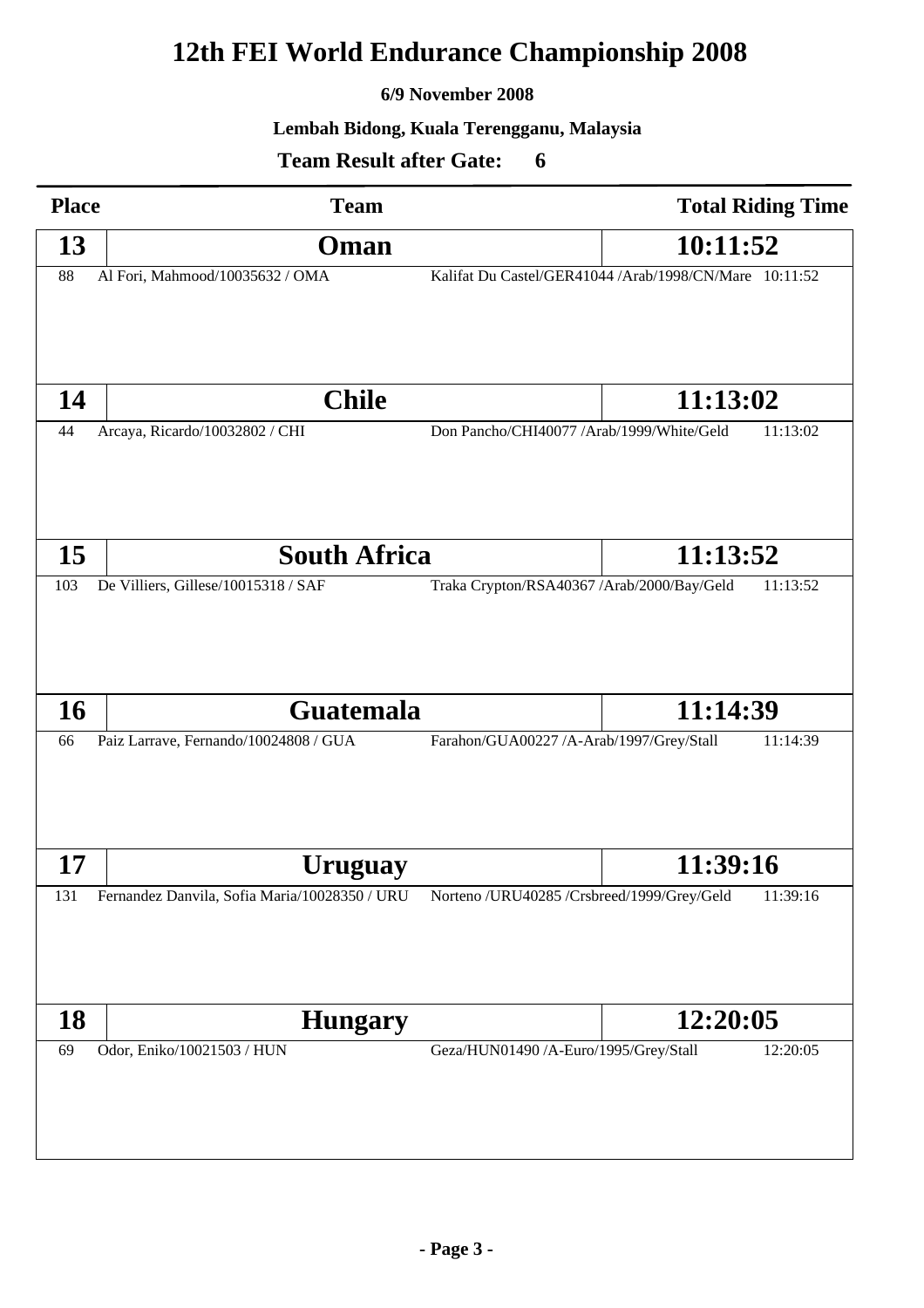# 12th FEI World Endurance Championship 2008

**6/9 November 2008**

**Lembah Bidong, Kuala Terengganu, Malaysia**

**Team Result after Gate: 6**

| Place | Team | | | Total Riding Time |
|---|---|---|---|---|
| **13** | **Oman** | | | **10:11:52** |
| 88 | Al Fori, Mahmood/10035632 / OMA | Kalifat Du Castel/GER41044 /Arab/1998/CN/Mare | | 10:11:52 |
| **14** | **Chile** | | | **11:13:02** |
| 44 | Arcaya, Ricardo/10032802 / CHI | Don Pancho/CHI40077 /Arab/1999/White/Geld | | 11:13:02 |
| **15** | **South Africa** | | | **11:13:52** |
| 103 | De Villiers, Gillese/10015318 / SAF | Traka Crypton/RSA40367 /Arab/2000/Bay/Geld | | 11:13:52 |
| **16** | **Guatemala** | | | **11:14:39** |
| 66 | Paiz Larrave, Fernando/10024808 / GUA | Farahon/GUA00227 /A-Arab/1997/Grey/Stall | | 11:14:39 |
| **17** | **Uruguay** | | | **11:39:16** |
| 131 | Fernandez Danvila, Sofia Maria/10028350 / URU | Norteno /URU40285 /Crsbreed/1999/Grey/Geld | | 11:39:16 |
| **18** | **Hungary** | | | **12:20:05** |
| 69 | Odor, Eniko/10021503 / HUN | Geza/HUN01490 /A-Euro/1995/Grey/Stall | | 12:20:05 |